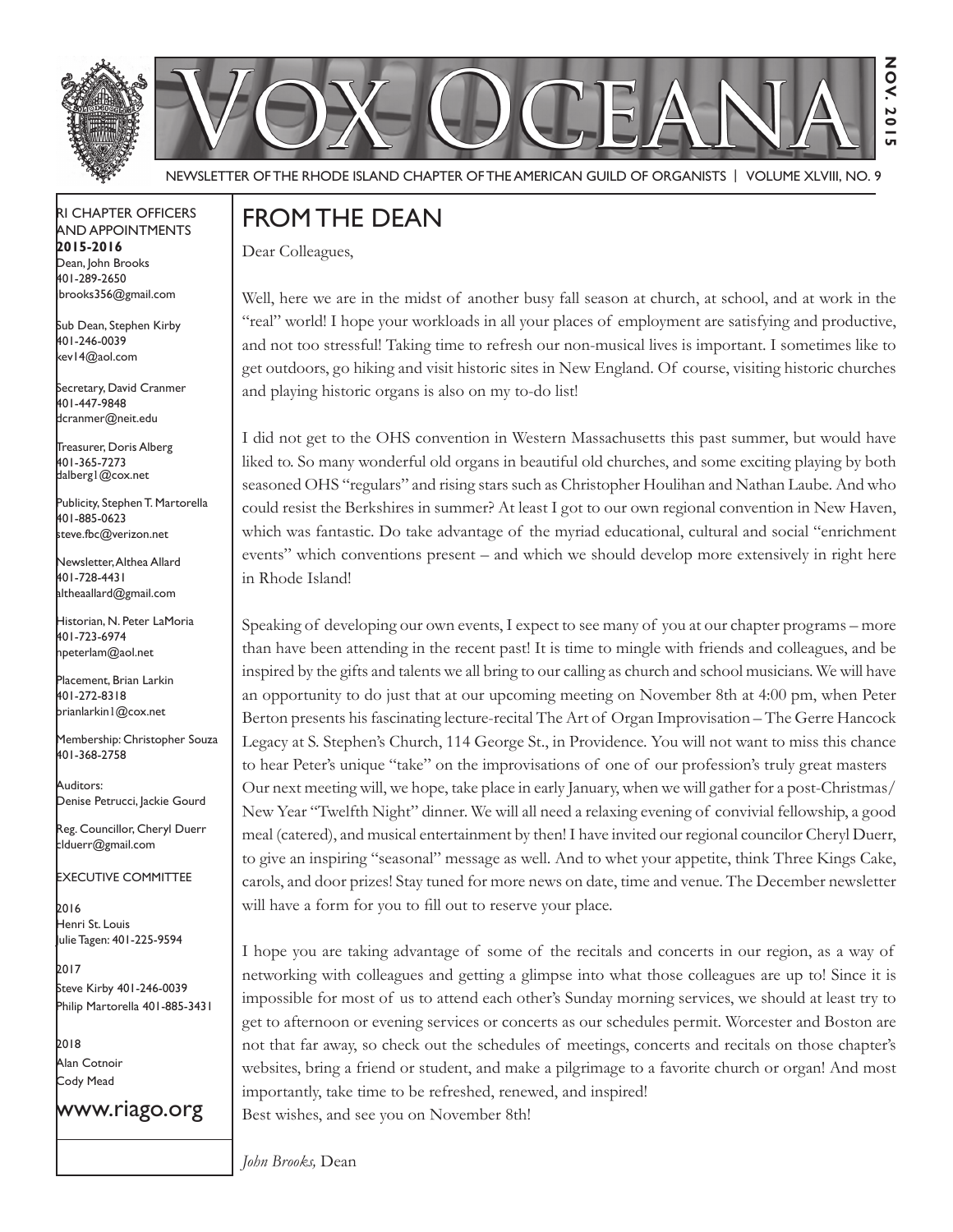# VOX OCEANA

NOV. 2015

NEWSLETTER OF THE RHODE ISLAND CHAPTER OF THE AMERICAN GUILD OF ORGANISTS | VOLUME XLVIII, NO. 9

RI CHAPTER OFFICERS AND APPOINTMENTS
**2015-2016**

Dean, John Brooks
401-289-2650
jbrooks356@gmail.com

Sub Dean, Stephen Kirby
401-246-0039
kev14@aol.com

Secretary, David Cranmer
401-447-9848
dcranmer@neit.edu

Treasurer, Doris Alberg
401-365-7273
dalberg1@cox.net

Publicity, Stephen T. Martorella
401-885-0623
steve.fbc@verizon.net

Newsletter, Althea Allard
401-728-4431
altheaallard@gmail.com

Historian, N. Peter LaMoria
401-723-6974
npeterlam@aol.net

Placement, Brian Larkin
401-272-8318
brianlarkin1@cox.net

Membership: Christopher Souza
401-368-2758

Auditors:
Denise Petrucci, Jackie Gourd

Reg. Councillor, Cheryl Duerr
clduerr@gmail.com

EXECUTIVE COMMITTEE

2016
Henri St. Louis
Julie Tagen: 401-225-9594

2017
Steve Kirby 401-246-0039
Philip Martorella 401-885-3431

2018
Alan Cotnoir
Cody Mead

www.riago.org

## FROM THE DEAN

Dear Colleagues,

Well, here we are in the midst of another busy fall season at church, at school, and at work in the "real" world! I hope your workloads in all your places of employment are satisfying and productive, and not too stressful! Taking time to refresh our non-musical lives is important. I sometimes like to get outdoors, go hiking and visit historic sites in New England. Of course, visiting historic churches and playing historic organs is also on my to-do list!

I did not get to the OHS convention in Western Massachusetts this past summer, but would have liked to. So many wonderful old organs in beautiful old churches, and some exciting playing by both seasoned OHS "regulars" and rising stars such as Christopher Houlihan and Nathan Laube. And who could resist the Berkshires in summer? At least I got to our own regional convention in New Haven, which was fantastic. Do take advantage of the myriad educational, cultural and social "enrichment events" which conventions present – and which we should develop more extensively in right here in Rhode Island!

Speaking of developing our own events, I expect to see many of you at our chapter programs – more than have been attending in the recent past! It is time to mingle with friends and colleagues, and be inspired by the gifts and talents we all bring to our calling as church and school musicians. We will have an opportunity to do just that at our upcoming meeting on November 8th at 4:00 pm, when Peter Berton presents his fascinating lecture-recital The Art of Organ Improvisation – The Gerre Hancock Legacy at S. Stephen's Church, 114 George St., in Providence. You will not want to miss this chance to hear Peter's unique "take" on the improvisations of one of our profession's truly great masters
Our next meeting will, we hope, take place in early January, when we will gather for a post-Christmas/ New Year "Twelfth Night" dinner. We will all need a relaxing evening of convivial fellowship, a good meal (catered), and musical entertainment by then! I have invited our regional councilor Cheryl Duerr, to give an inspiring "seasonal" message as well. And to whet your appetite, think Three Kings Cake, carols, and door prizes! Stay tuned for more news on date, time and venue. The December newsletter will have a form for you to fill out to reserve your place.

I hope you are taking advantage of some of the recitals and concerts in our region, as a way of networking with colleagues and getting a glimpse into what those colleagues are up to! Since it is impossible for most of us to attend each other's Sunday morning services, we should at least try to get to afternoon or evening services or concerts as our schedules permit. Worcester and Boston are not that far away, so check out the schedules of meetings, concerts and recitals on those chapter's websites, bring a friend or student, and make a pilgrimage to a favorite church or organ! And most importantly, take time to be refreshed, renewed, and inspired!
Best wishes, and see you on November 8th!

*John Brooks,* Dean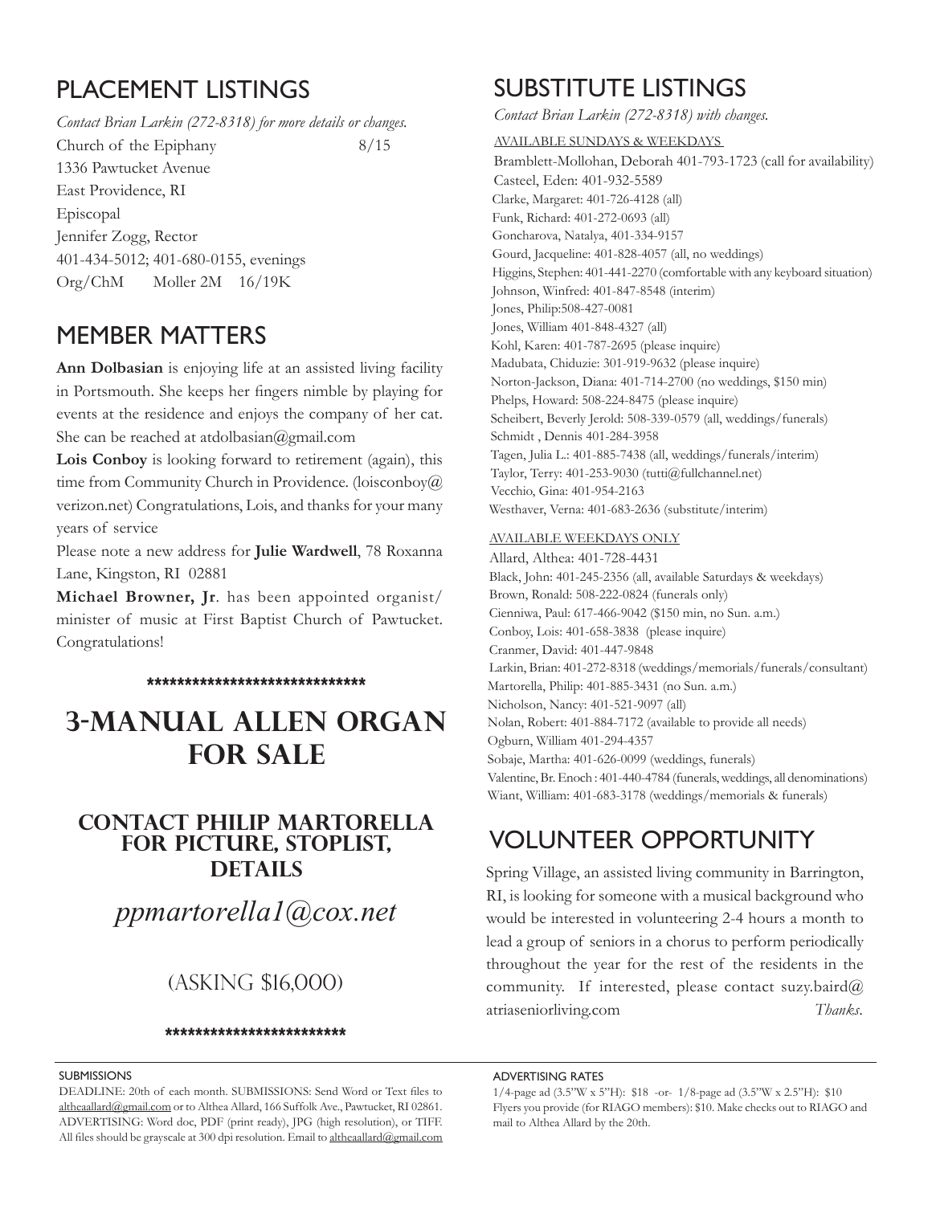## PLACEMENT LISTINGS

*Contact Brian Larkin (272-8318) for more details or changes.*

Church of the Epiphany 8/15
1336 Pawtucket Avenue
East Providence, RI
Episcopal
Jennifer Zogg, Rector
401-434-5012; 401-680-0155, evenings
Org/ChM Moller 2M 16/19K

## MEMBER MATTERS

**Ann Dolbasian** is enjoying life at an assisted living facility in Portsmouth. She keeps her fingers nimble by playing for events at the residence and enjoys the company of her cat. She can be reached at atdolbasian@gmail.com

**Lois Conboy** is looking forward to retirement (again), this time from Community Church in Providence. (loisconboy@verizon.net) Congratulations, Lois, and thanks for your many years of service

Please note a new address for **Julie Wardwell**, 78 Roxanna Lane, Kingston, RI 02881

**Michael Browner, Jr**. has been appointed organist/minister of music at First Baptist Church of Pawtucket. Congratulations!

*****************************

# 3-MANUAL ALLEN ORGAN FOR SALE

### CONTACT PHILIP MARTORELLA FOR PICTURE, STOPLIST, DETAILS

*ppmartorella1@cox.net*

(ASKING $16,000)

************************

## SUBSTITUTE LISTINGS

*Contact Brian Larkin (272-8318) with changes.*

AVAILABLE SUNDAYS & WEEKDAYS

Bramblett-Mollohan, Deborah 401-793-1723 (call for availability)
Casteel, Eden: 401-932-5589
Clarke, Margaret: 401-726-4128 (all)
Funk, Richard: 401-272-0693 (all)
Goncharova, Natalya, 401-334-9157
Gourd, Jacqueline: 401-828-4057 (all, no weddings)
Higgins, Stephen: 401-441-2270 (comfortable with any keyboard situation)
Johnson, Winfred: 401-847-8548 (interim)
Jones, Philip:508-427-0081
Jones, William 401-848-4327 (all)
Kohl, Karen: 401-787-2695 (please inquire)
Madubata, Chiduzie: 301-919-9632 (please inquire)
Norton-Jackson, Diana: 401-714-2700 (no weddings, $150 min)
Phelps, Howard: 508-224-8475 (please inquire)
Scheibert, Beverly Jerold: 508-339-0579 (all, weddings/funerals)
Schmidt , Dennis 401-284-3958
Tagen, Julia L.: 401-885-7438 (all, weddings/funerals/interim)
Taylor, Terry: 401-253-9030 (tutti@fullchannel.net)
Vecchio, Gina: 401-954-2163
Westhaver, Verna: 401-683-2636 (substitute/interim)

AVAILABLE WEEKDAYS ONLY

Allard, Althea: 401-728-4431
Black, John: 401-245-2356 (all, available Saturdays & weekdays)
Brown, Ronald: 508-222-0824 (funerals only)
Cienniwa, Paul: 617-466-9042 ($150 min, no Sun. a.m.)
Conboy, Lois: 401-658-3838 (please inquire)
Cranmer, David: 401-447-9848
Larkin, Brian: 401-272-8318 (weddings/memorials/funerals/consultant)
Martorella, Philip: 401-885-3431 (no Sun. a.m.)
Nicholson, Nancy: 401-521-9097 (all)
Nolan, Robert: 401-884-7172 (available to provide all needs)
Ogburn, William 401-294-4357
Sobaje, Martha: 401-626-0099 (weddings, funerals)
Valentine, Br. Enoch : 401-440-4784 (funerals, weddings, all denominations)
Wiant, William: 401-683-3178 (weddings/memorials & funerals)

## VOLUNTEER OPPORTUNITY

Spring Village, an assisted living community in Barrington, RI, is looking for someone with a musical background who would be interested in volunteering 2-4 hours a month to lead a group of seniors in a chorus to perform periodically throughout the year for the rest of the residents in the community. If interested, please contact suzy.baird@atriaseniorliving.com *Thanks*.

SUBMISSIONS

DEADLINE: 20th of each month. SUBMISSIONS: Send Word or Text files to altheaallard@gmail.com or to Althea Allard, 166 Suffolk Ave., Pawtucket, RI 02861. ADVERTISING: Word doc, PDF (print ready), JPG (high resolution), or TIFF. All files should be grayscale at 300 dpi resolution. Email to altheaallard@gmail.com

ADVERTISING RATES

1/4-page ad (3.5"W x 5"H): $18 -or- 1/8-page ad (3.5"W x 2.5"H): $10
Flyers you provide (for RIAGO members): $10. Make checks out to RIAGO and mail to Althea Allard by the 20th.